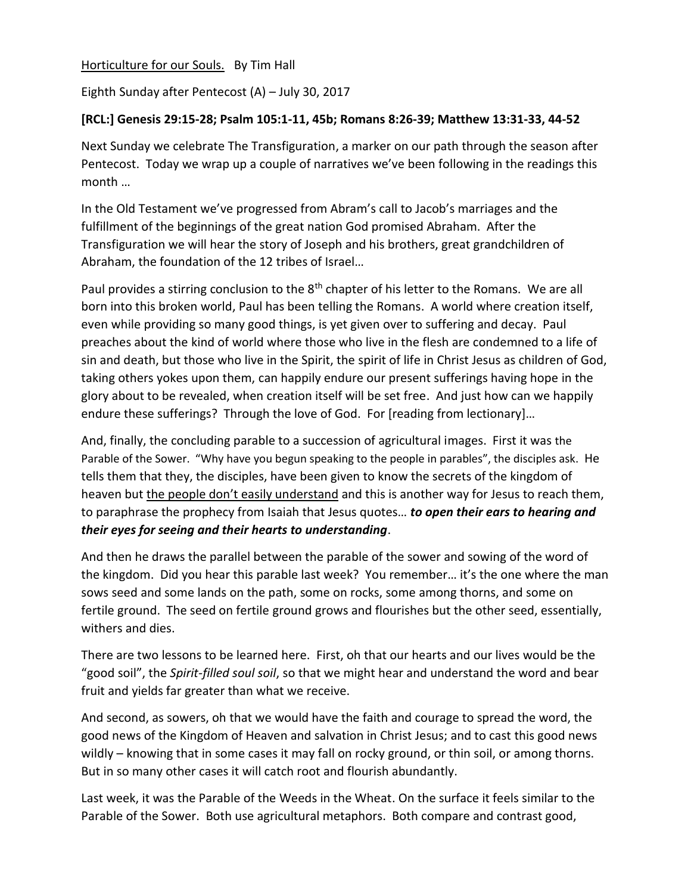<u>Horticulture for our Souls.</u> By Tim Hall

Eighth Sunday after Pentecost (A) – July 30, 2017

**[RCL:] Genesis 29:15-28; Psalm 105:1-11, 45b; Romans 8:26-39; Matthew 13:31-33, 44-52**

Next Sunday we celebrate The Transfiguration, a marker on our path through the season after Pentecost. Today we wrap up a couple of narratives we've been following in the readings this month …

In the Old Testament we've progressed from Abram's call to Jacob's marriages and the fulfillment of the beginnings of the great nation God promised Abraham. After the Transfiguration we will hear the story of Joseph and his brothers, great grandchildren of Abraham, the foundation of the 12 tribes of Israel…

Paul provides a stirring conclusion to the 8th chapter of his letter to the Romans. We are all born into this broken world, Paul has been telling the Romans. A world where creation itself, even while providing so many good things, is yet given over to suffering and decay. Paul preaches about the kind of world where those who live in the flesh are condemned to a life of sin and death, but those who live in the Spirit, the spirit of life in Christ Jesus as children of God, taking others yokes upon them, can happily endure our present sufferings having hope in the glory about to be revealed, when creation itself will be set free. And just how can we happily endure these sufferings? Through the love of God. For [reading from lectionary]…

And, finally, the concluding parable to a succession of agricultural images. First it was the Parable of the Sower. "Why have you begun speaking to the people in parables", the disciples ask. He tells them that they, the disciples, have been given to know the secrets of the kingdom of heaven but <u>the people don't easily understand</u> and this is another way for Jesus to reach them, to paraphrase the prophecy from Isaiah that Jesus quotes… ***to open their ears to hearing and their eyes for seeing and their hearts to understanding***.

And then he draws the parallel between the parable of the sower and sowing of the word of the kingdom. Did you hear this parable last week? You remember… it's the one where the man sows seed and some lands on the path, some on rocks, some among thorns, and some on fertile ground. The seed on fertile ground grows and flourishes but the other seed, essentially, withers and dies.

There are two lessons to be learned here. First, oh that our hearts and our lives would be the "good soil", the *Spirit-filled soul soil*, so that we might hear and understand the word and bear fruit and yields far greater than what we receive.

And second, as sowers, oh that we would have the faith and courage to spread the word, the good news of the Kingdom of Heaven and salvation in Christ Jesus; and to cast this good news wildly – knowing that in some cases it may fall on rocky ground, or thin soil, or among thorns. But in so many other cases it will catch root and flourish abundantly.

Last week, it was the Parable of the Weeds in the Wheat. On the surface it feels similar to the Parable of the Sower. Both use agricultural metaphors. Both compare and contrast good,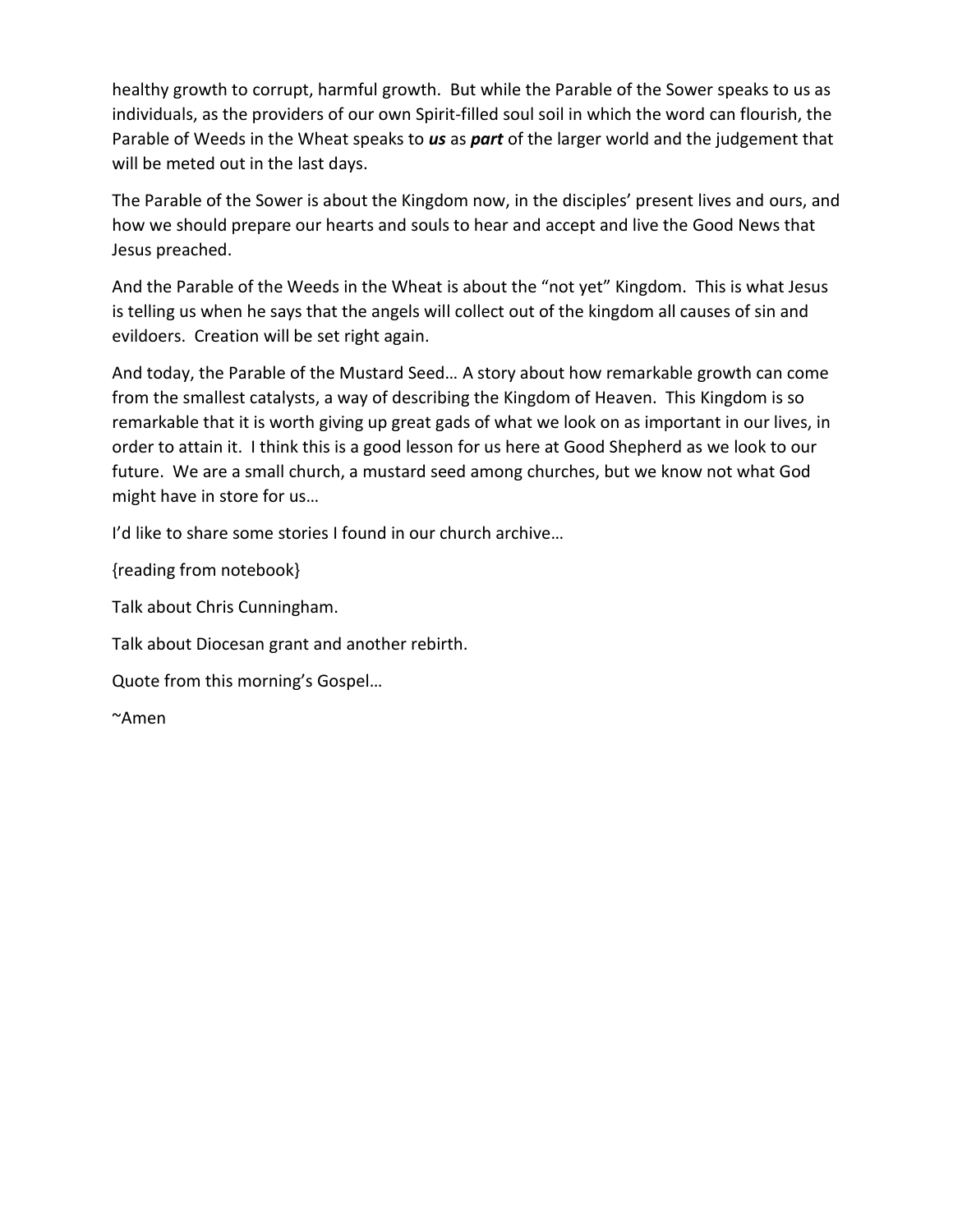healthy growth to corrupt, harmful growth. But while the Parable of the Sower speaks to us as individuals, as the providers of our own Spirit-filled soul soil in which the word can flourish, the Parable of Weeds in the Wheat speaks to ***us*** as ***part*** of the larger world and the judgement that will be meted out in the last days.

The Parable of the Sower is about the Kingdom now, in the disciples' present lives and ours, and how we should prepare our hearts and souls to hear and accept and live the Good News that Jesus preached.

And the Parable of the Weeds in the Wheat is about the "not yet" Kingdom. This is what Jesus is telling us when he says that the angels will collect out of the kingdom all causes of sin and evildoers. Creation will be set right again.

And today, the Parable of the Mustard Seed… A story about how remarkable growth can come from the smallest catalysts, a way of describing the Kingdom of Heaven. This Kingdom is so remarkable that it is worth giving up great gads of what we look on as important in our lives, in order to attain it. I think this is a good lesson for us here at Good Shepherd as we look to our future. We are a small church, a mustard seed among churches, but we know not what God might have in store for us…

I'd like to share some stories I found in our church archive…

{reading from notebook}

Talk about Chris Cunningham.

Talk about Diocesan grant and another rebirth.

Quote from this morning's Gospel…

~Amen